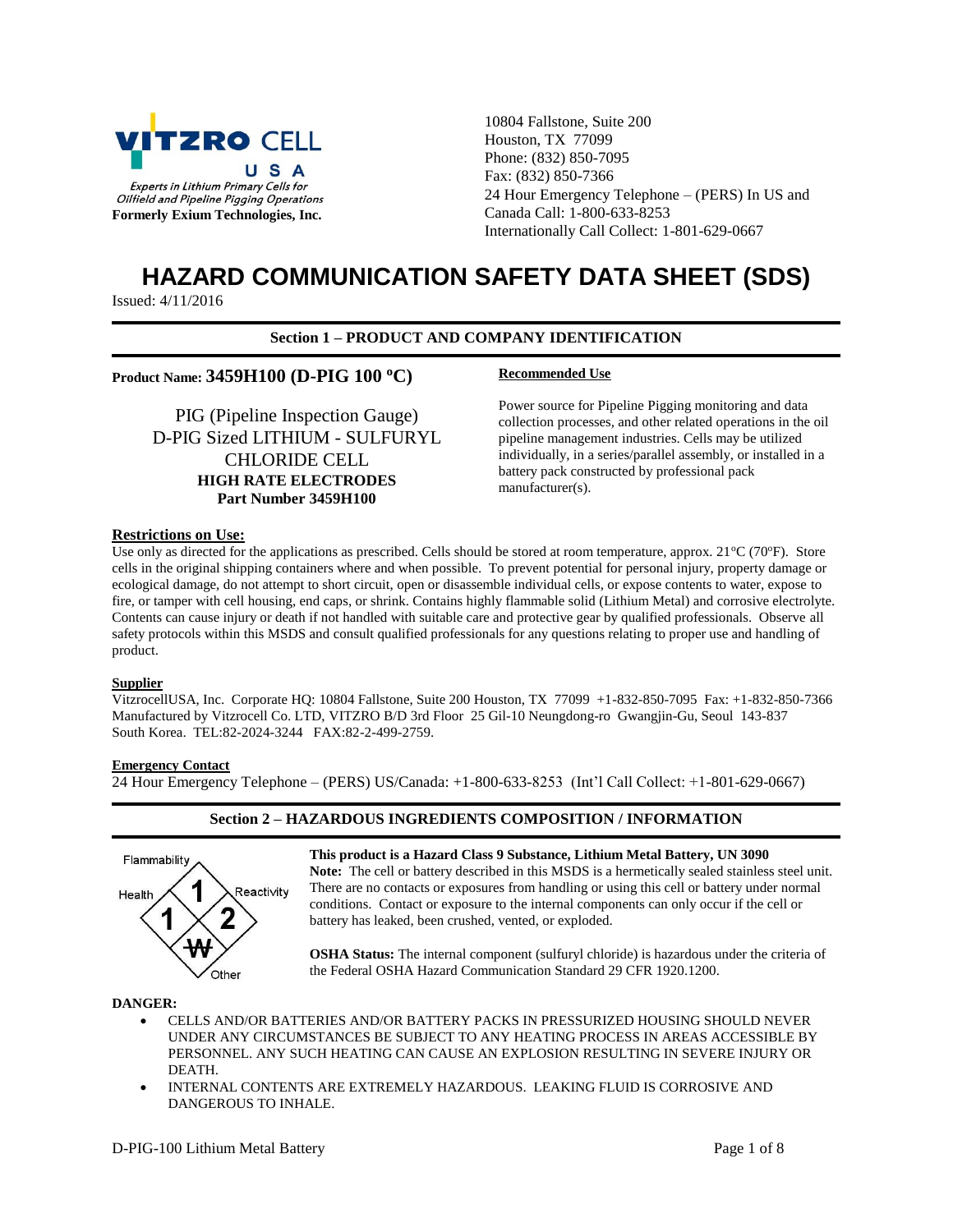VITZRO CELL USA

*Experts in Lithium Primary Cells for Oilfield and Pipeline Pigging Operations*

**Formerly Exium Technologies, Inc.**

10804 Fallstone, Suite 200
Houston, TX 77099
Phone: (832) 850-7095
Fax: (832) 850-7366
24 Hour Emergency Telephone – (PERS) In US and Canada Call: 1-800-633-8253
Internationally Call Collect: 1-801-629-0667

# HAZARD COMMUNICATION SAFETY DATA SHEET (SDS)

Issued: 4/11/2016

## Section 1 – PRODUCT AND COMPANY IDENTIFICATION

**Product Name: 3459H100 (D-PIG 100 ºC)**

PIG (Pipeline Inspection Gauge)
D-PIG Sized LITHIUM - SULFURYL CHLORIDE CELL
**HIGH RATE ELECTRODES**
**Part Number 3459H100**

**Recommended Use**

Power source for Pipeline Pigging monitoring and data collection processes, and other related operations in the oil pipeline management industries. Cells may be utilized individually, in a series/parallel assembly, or installed in a battery pack constructed by professional pack manufacturer(s).

**Restrictions on Use:**

Use only as directed for the applications as prescribed. Cells should be stored at room temperature, approx. 21ºC (70ºF). Store cells in the original shipping containers where and when possible. To prevent potential for personal injury, property damage or ecological damage, do not attempt to short circuit, open or disassemble individual cells, or expose contents to water, expose to fire, or tamper with cell housing, end caps, or shrink. Contains highly flammable solid (Lithium Metal) and corrosive electrolyte. Contents can cause injury or death if not handled with suitable care and protective gear by qualified professionals. Observe all safety protocols within this MSDS and consult qualified professionals for any questions relating to proper use and handling of product.

**Supplier**

VitzrocellUSA, Inc. Corporate HQ: 10804 Fallstone, Suite 200 Houston, TX 77099 +1-832-850-7095 Fax: +1-832-850-7366
Manufactured by Vitzrocell Co. LTD, VITZRO B/D 3rd Floor 25 Gil-10 Neungdong-ro Gwangjin-Gu, Seoul 143-837 South Korea. TEL:82-2024-3244 FAX:82-2-499-2759.

**Emergency Contact**

24 Hour Emergency Telephone – (PERS) US/Canada: +1-800-633-8253 (Int'l Call Collect: +1-801-629-0667)

## Section 2 – HAZARDOUS INGREDIENTS COMPOSITION / INFORMATION

| Hazard | Rating |
|---|---|
| Flammability | 1 |
| Health | 1 |
| Reactivity | 2 |
| Other | ~~W~~ |

**This product is a Hazard Class 9 Substance, Lithium Metal Battery, UN 3090**

**Note:** The cell or battery described in this MSDS is a hermetically sealed stainless steel unit. There are no contacts or exposures from handling or using this cell or battery under normal conditions. Contact or exposure to the internal components can only occur if the cell or battery has leaked, been crushed, vented, or exploded.

**OSHA Status:** The internal component (sulfuryl chloride) is hazardous under the criteria of the Federal OSHA Hazard Communication Standard 29 CFR 1920.1200.

**DANGER:**

- CELLS AND/OR BATTERIES AND/OR BATTERY PACKS IN PRESSURIZED HOUSING SHOULD NEVER UNDER ANY CIRCUMSTANCES BE SUBJECT TO ANY HEATING PROCESS IN AREAS ACCESSIBLE BY PERSONNEL. ANY SUCH HEATING CAN CAUSE AN EXPLOSION RESULTING IN SEVERE INJURY OR DEATH.
- INTERNAL CONTENTS ARE EXTREMELY HAZARDOUS. LEAKING FLUID IS CORROSIVE AND DANGEROUS TO INHALE.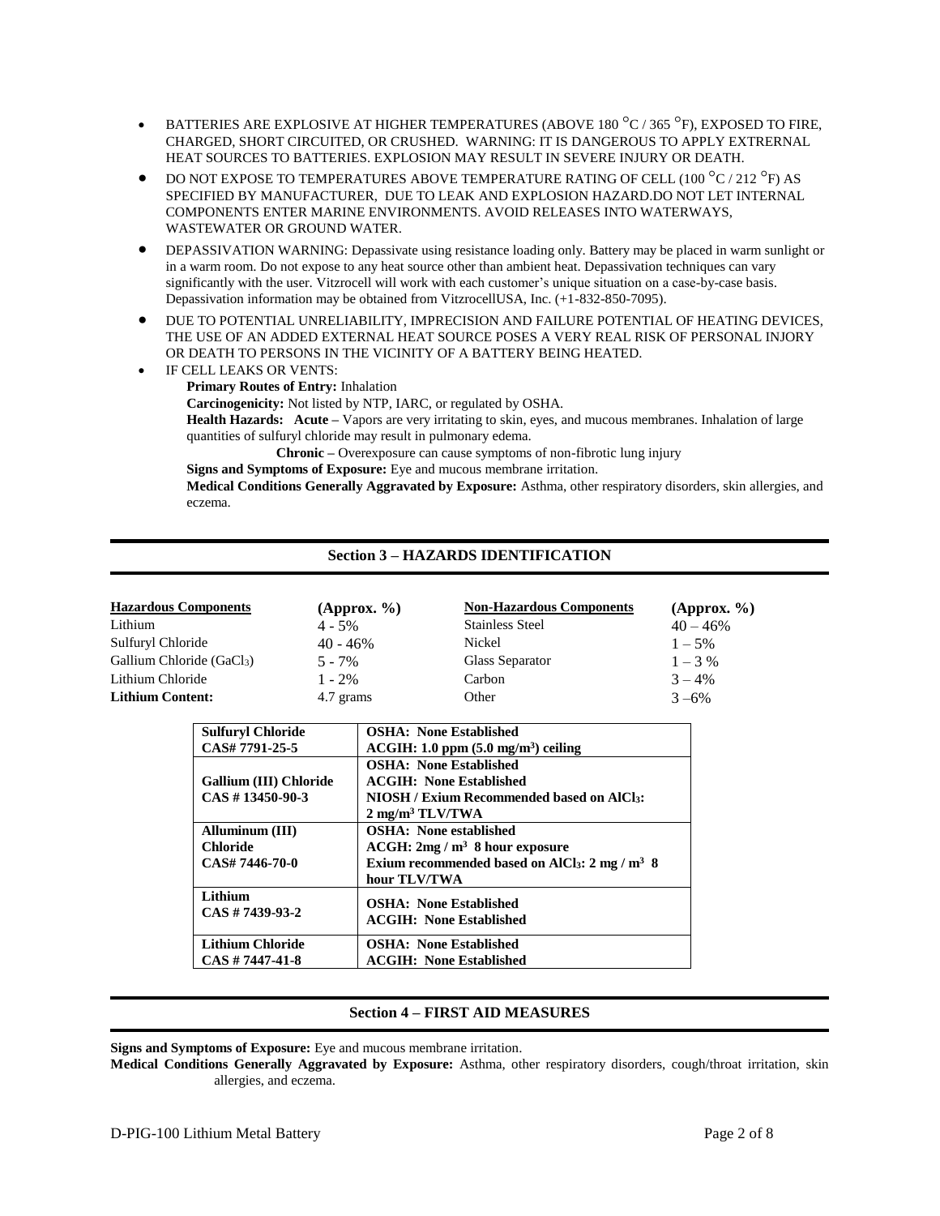- BATTERIES ARE EXPLOSIVE AT HIGHER TEMPERATURES (ABOVE 180 °C / 365 °F), EXPOSED TO FIRE, CHARGED, SHORT CIRCUITED, OR CRUSHED. WARNING: IT IS DANGEROUS TO APPLY EXTRERNAL HEAT SOURCES TO BATTERIES. EXPLOSION MAY RESULT IN SEVERE INJURY OR DEATH.
- DO NOT EXPOSE TO TEMPERATURES ABOVE TEMPERATURE RATING OF CELL (100 °C / 212 °F) AS SPECIFIED BY MANUFACTURER, DUE TO LEAK AND EXPLOSION HAZARD.DO NOT LET INTERNAL COMPONENTS ENTER MARINE ENVIRONMENTS. AVOID RELEASES INTO WATERWAYS, WASTEWATER OR GROUND WATER.
- DEPASSIVATION WARNING: Depassivate using resistance loading only. Battery may be placed in warm sunlight or in a warm room. Do not expose to any heat source other than ambient heat. Depassivation techniques can vary significantly with the user. Vitzrocell will work with each customer's unique situation on a case-by-case basis. Depassivation information may be obtained from VitzrocellUSA, Inc. (+1-832-850-7095).
- DUE TO POTENTIAL UNRELIABILITY, IMPRECISION AND FAILURE POTENTIAL OF HEATING DEVICES, THE USE OF AN ADDED EXTERNAL HEAT SOURCE POSES A VERY REAL RISK OF PERSONAL INJURY OR DEATH TO PERSONS IN THE VICINITY OF A BATTERY BEING HEATED.
- IF CELL LEAKS OR VENTS:

  **Primary Routes of Entry:** Inhalation

  **Carcinogenicity:** Not listed by NTP, IARC, or regulated by OSHA.

  **Health Hazards: Acute –** Vapors are very irritating to skin, eyes, and mucous membranes. Inhalation of large quantities of sulfuryl chloride may result in pulmonary edema.

  **Chronic –** Overexposure can cause symptoms of non-fibrotic lung injury

  **Signs and Symptoms of Exposure:** Eye and mucous membrane irritation.

  **Medical Conditions Generally Aggravated by Exposure:** Asthma, other respiratory disorders, skin allergies, and eczema.

## Section 3 – HAZARDS IDENTIFICATION

| Hazardous Components | (Approx. %) | Non-Hazardous Components | (Approx. %) |
|---|---|---|---|
| Lithium | 4 - 5% | Stainless Steel | 40 – 46% |
| Sulfuryl Chloride | 40 - 46% | Nickel | 1 – 5% |
| Gallium Chloride ($GaCl_3$) | 5 - 7% | Glass Separator | 1 – 3 % |
| Lithium Chloride | 1 - 2% | Carbon | 3 – 4% |
| **Lithium Content:** | 4.7 grams | Other | 3 –6% |

| Component | Exposure Limits |
|---|---|
| **Sulfuryl Chloride CAS# 7791-25-5** | **OSHA: None Established**<br>**ACGIH: 1.0 ppm (5.0 mg/m³) ceiling** |
| **Gallium (III) Chloride CAS # 13450-90-3** | **OSHA: None Established**<br>**ACGIH: None Established**<br>**NIOSH / Exium Recommended based on $AlCl_3$: 2 mg/m³ TLV/TWA** |
| **Alluminum (III) Chloride CAS# 7446-70-0** | **OSHA: None established**<br>**ACGH: 2mg / m³ 8 hour exposure**<br>**Exium recommended based on $AlCl_3$: 2 mg / m³ 8 hour TLV/TWA** |
| **Lithium CAS # 7439-93-2** | **OSHA: None Established**<br>**ACGIH: None Established** |
| **Lithium Chloride CAS # 7447-41-8** | **OSHA: None Established**<br>**ACGIH: None Established** |

## Section 4 – FIRST AID MEASURES

**Signs and Symptoms of Exposure:** Eye and mucous membrane irritation.

**Medical Conditions Generally Aggravated by Exposure:** Asthma, other respiratory disorders, cough/throat irritation, skin allergies, and eczema.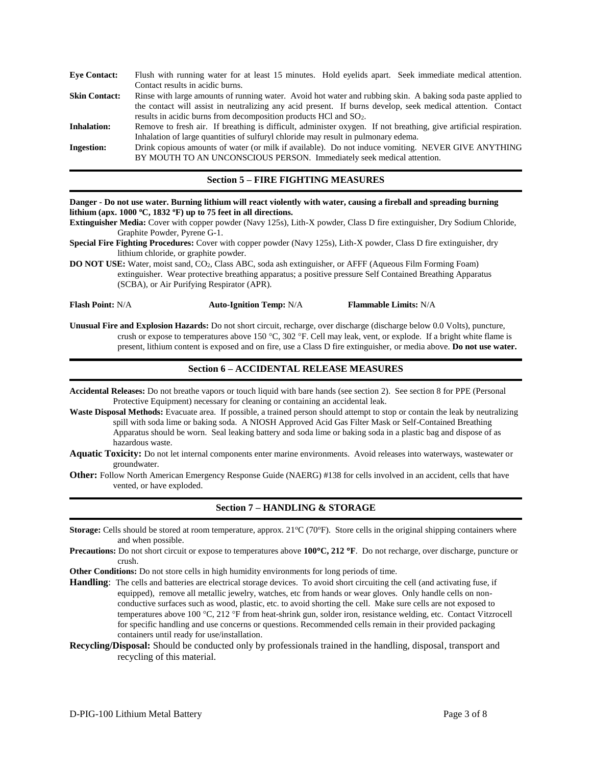**Eye Contact:** Flush with running water for at least 15 minutes. Hold eyelids apart. Seek immediate medical attention. Contact results in acidic burns.

**Skin Contact:** Rinse with large amounts of running water. Avoid hot water and rubbing skin. A baking soda paste applied to the contact will assist in neutralizing any acid present. If burns develop, seek medical attention. Contact results in acidic burns from decomposition products HCl and $SO_2$.

**Inhalation:** Remove to fresh air. If breathing is difficult, administer oxygen. If not breathing, give artificial respiration. Inhalation of large quantities of sulfuryl chloride may result in pulmonary edema.

**Ingestion:** Drink copious amounts of water (or milk if available). Do not induce vomiting. NEVER GIVE ANYTHING BY MOUTH TO AN UNCONSCIOUS PERSON. Immediately seek medical attention.

## Section 5 – FIRE FIGHTING MEASURES

**Danger - Do not use water. Burning lithium will react violently with water, causing a fireball and spreading burning lithium (apx. 1000 ºC, 1832 ºF) up to 75 feet in all directions.**

**Extinguisher Media:** Cover with copper powder (Navy 125s), Lith-X powder, Class D fire extinguisher, Dry Sodium Chloride, Graphite Powder, Pyrene G-1.

**Special Fire Fighting Procedures:** Cover with copper powder (Navy 125s), Lith-X powder, Class D fire extinguisher, dry lithium chloride, or graphite powder.

**DO NOT USE:** Water, moist sand, $CO_2$, Class ABC, soda ash extinguisher, or AFFF (Aqueous Film Forming Foam) extinguisher. Wear protective breathing apparatus; a positive pressure Self Contained Breathing Apparatus (SCBA), or Air Purifying Respirator (APR).

**Flash Point:** N/A **Auto-Ignition Temp:** N/A **Flammable Limits:** N/A

**Unusual Fire and Explosion Hazards:** Do not short circuit, recharge, over discharge (discharge below 0.0 Volts), puncture, crush or expose to temperatures above 150 °C, 302 °F. Cell may leak, vent, or explode. If a bright white flame is present, lithium content is exposed and on fire, use a Class D fire extinguisher, or media above. **Do not use water.**

## Section 6 – ACCIDENTAL RELEASE MEASURES

**Accidental Releases:** Do not breathe vapors or touch liquid with bare hands (see section 2). See section 8 for PPE (Personal Protective Equipment) necessary for cleaning or containing an accidental leak.

**Waste Disposal Methods:** Evacuate area. If possible, a trained person should attempt to stop or contain the leak by neutralizing spill with soda lime or baking soda. A NIOSH Approved Acid Gas Filter Mask or Self-Contained Breathing Apparatus should be worn. Seal leaking battery and soda lime or baking soda in a plastic bag and dispose of as hazardous waste.

**Aquatic Toxicity:** Do not let internal components enter marine environments. Avoid releases into waterways, wastewater or groundwater.

**Other:** Follow North American Emergency Response Guide (NAERG) #138 for cells involved in an accident, cells that have vented, or have exploded.

## Section 7 – HANDLING & STORAGE

**Storage:** Cells should be stored at room temperature, approx. 21ºC (70ºF). Store cells in the original shipping containers where and when possible.

**Precautions:** Do not short circuit or expose to temperatures above **100°C, 212 °F**. Do not recharge, over discharge, puncture or crush.

**Other Conditions:** Do not store cells in high humidity environments for long periods of time.

**Handling**: The cells and batteries are electrical storage devices. To avoid short circuiting the cell (and activating fuse, if equipped), remove all metallic jewelry, watches, etc from hands or wear gloves. Only handle cells on non-conductive surfaces such as wood, plastic, etc. to avoid shorting the cell. Make sure cells are not exposed to temperatures above 100 °C, 212 °F from heat-shrink gun, solder iron, resistance welding, etc. Contact Vitzrocell for specific handling and use concerns or questions. Recommended cells remain in their provided packaging containers until ready for use/installation.

**Recycling/Disposal:** Should be conducted only by professionals trained in the handling, disposal, transport and recycling of this material.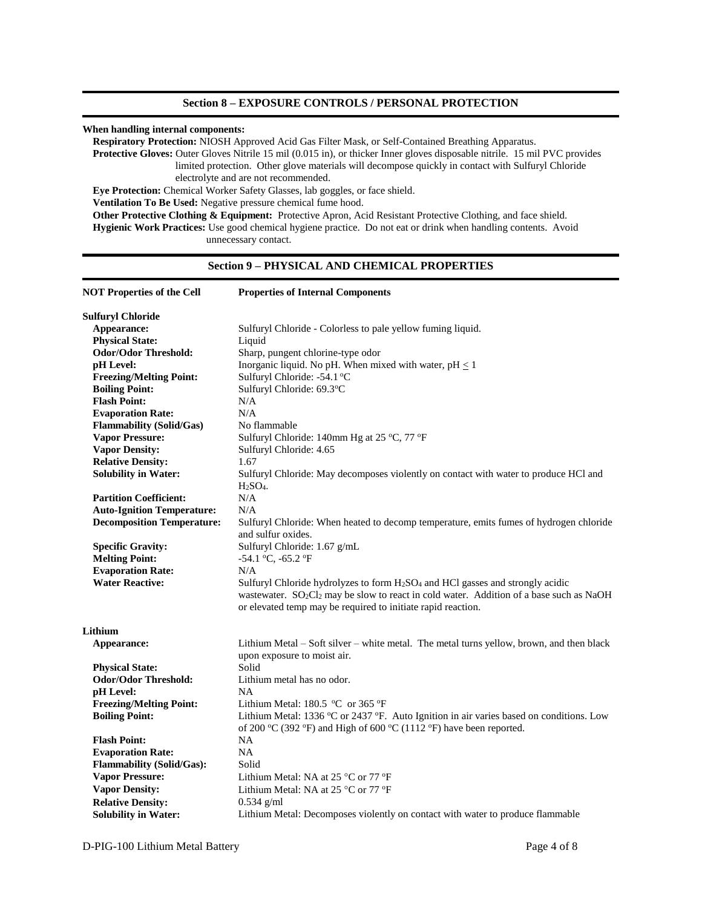## Section 8 – EXPOSURE CONTROLS / PERSONAL PROTECTION

**When handling internal components:**

**Respiratory Protection:** NIOSH Approved Acid Gas Filter Mask, or Self-Contained Breathing Apparatus.

**Protective Gloves:** Outer Gloves Nitrile 15 mil (0.015 in), or thicker Inner gloves disposable nitrile. 15 mil PVC provides limited protection. Other glove materials will decompose quickly in contact with Sulfuryl Chloride electrolyte and are not recommended.

**Eye Protection:** Chemical Worker Safety Glasses, lab goggles, or face shield.

**Ventilation To Be Used:** Negative pressure chemical fume hood.

**Other Protective Clothing & Equipment:** Protective Apron, Acid Resistant Protective Clothing, and face shield.

**Hygienic Work Practices:** Use good chemical hygiene practice. Do not eat or drink when handling contents. Avoid unnecessary contact.

## Section 9 – PHYSICAL AND CHEMICAL PROPERTIES

| **NOT Properties of the Cell** | **Properties of Internal Components** |
|---|---|
| **Sulfuryl Chloride** | |
| **Appearance:** | Sulfuryl Chloride - Colorless to pale yellow fuming liquid. |
| **Physical State:** | Liquid |
| **Odor/Odor Threshold:** | Sharp, pungent chlorine-type odor |
| **pH Level:** | Inorganic liquid. No pH. When mixed with water, pH $\leq$ 1 |
| **Freezing/Melting Point:** | Sulfuryl Chloride: -54.1 ºC |
| **Boiling Point:** | Sulfuryl Chloride: 69.3ºC |
| **Flash Point:** | N/A |
| **Evaporation Rate:** | N/A |
| **Flammability (Solid/Gas)** | No flammable |
| **Vapor Pressure:** | Sulfuryl Chloride: 140mm Hg at 25 ºC, 77 ºF |
| **Vapor Density:** | Sulfuryl Chloride: 4.65 |
| **Relative Density:** | 1.67 |
| **Solubility in Water:** | Sulfuryl Chloride: May decomposes violently on contact with water to produce HCl and $H_2SO_4$. |
| **Partition Coefficient:** | N/A |
| **Auto-Ignition Temperature:** | N/A |
| **Decomposition Temperature:** | Sulfuryl Chloride: When heated to decomp temperature, emits fumes of hydrogen chloride and sulfur oxides. |
| **Specific Gravity:** | Sulfuryl Chloride: 1.67 g/mL |
| **Melting Point:** | -54.1 ºC, -65.2 ºF |
| **Evaporation Rate:** | N/A |
| **Water Reactive:** | Sulfuryl Chloride hydrolyzes to form $H_2SO_4$ and HCl gasses and strongly acidic wastewater. $SO_2Cl_2$ may be slow to react in cold water. Addition of a base such as NaOH or elevated temp may be required to initiate rapid reaction. |
| **Lithium** | |
| **Appearance:** | Lithium Metal – Soft silver – white metal. The metal turns yellow, brown, and then black upon exposure to moist air. |
| **Physical State:** | Solid |
| **Odor/Odor Threshold:** | Lithium metal has no odor. |
| **pH Level:** | NA |
| **Freezing/Melting Point:** | Lithium Metal: 180.5 ºC or 365 ºF |
| **Boiling Point:** | Lithium Metal: 1336 ºC or 2437 ºF. Auto Ignition in air varies based on conditions. Low of 200 ºC (392 ºF) and High of 600 ºC (1112 ºF) have been reported. |
| **Flash Point:** | NA |
| **Evaporation Rate:** | NA |
| **Flammability (Solid/Gas):** | Solid |
| **Vapor Pressure:** | Lithium Metal: NA at 25 °C or 77 ºF |
| **Vapor Density:** | Lithium Metal: NA at 25 °C or 77 ºF |
| **Relative Density:** | 0.534 g/ml |
| **Solubility in Water:** | Lithium Metal: Decomposes violently on contact with water to produce flammable |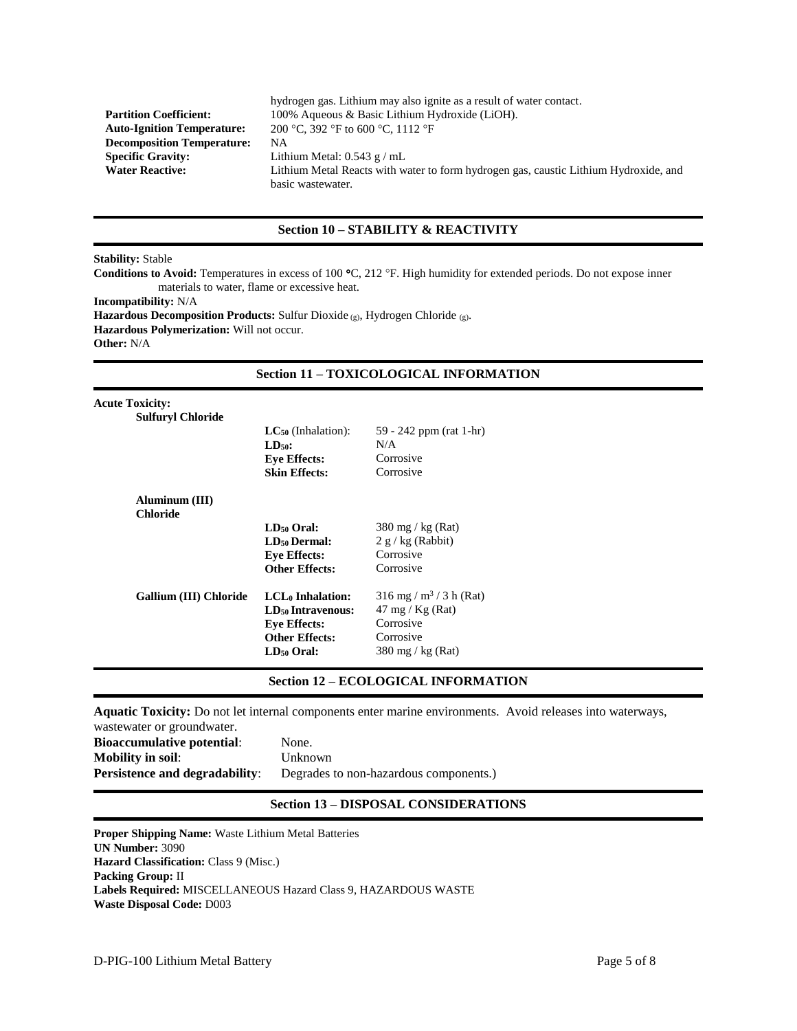hydrogen gas. Lithium may also ignite as a result of water contact.

**Partition Coefficient:** 100% Aqueous & Basic Lithium Hydroxide (LiOH).
**Auto-Ignition Temperature:** 200 °C, 392 °F to 600 °C, 1112 °F
**Decomposition Temperature:** NA
**Specific Gravity:** Lithium Metal: 0.543 g / mL
**Water Reactive:** Lithium Metal Reacts with water to form hydrogen gas, caustic Lithium Hydroxide, and basic wastewater.

## Section 10 – STABILITY & REACTIVITY

**Stability:** Stable
**Conditions to Avoid:** Temperatures in excess of 100 °C, 212 °F. High humidity for extended periods. Do not expose inner materials to water, flame or excessive heat.
**Incompatibility:** N/A
**Hazardous Decomposition Products:** Sulfur Dioxide $_{(g)}$, Hydrogen Chloride $_{(g)}$.
**Hazardous Polymerization:** Will not occur.
**Other:** N/A

## Section 11 – TOXICOLOGICAL INFORMATION

**Acute Toxicity:**

| Component | Property | Value |
|---|---|---|
| **Sulfuryl Chloride** | **$LC_{50}$ (Inhalation):** | 59 - 242 ppm (rat 1-hr) |
| | **$LD_{50}$:** | N/A |
| | **Eye Effects:** | Corrosive |
| | **Skin Effects:** | Corrosive |
| **Aluminum (III) Chloride** | **$LD_{50}$ Oral:** | 380 mg / kg (Rat) |
| | **$LD_{50}$ Dermal:** | 2 g / kg (Rabbit) |
| | **Eye Effects:** | Corrosive |
| | **Other Effects:** | Corrosive |
| **Gallium (III) Chloride** | **$LCL_0$ Inhalation:** | 316 mg / m$^3$ / 3 h (Rat) |
| | **$LD_{50}$ Intravenous:** | 47 mg / Kg (Rat) |
| | **Eye Effects:** | Corrosive |
| | **Other Effects:** | Corrosive |
| | **$LD_{50}$ Oral:** | 380 mg / kg (Rat) |

## Section 12 – ECOLOGICAL INFORMATION

**Aquatic Toxicity:** Do not let internal components enter marine environments. Avoid releases into waterways, wastewater or groundwater.
**Bioaccumulative potential**: None.
**Mobility in soil**: Unknown
**Persistence and degradability**: Degrades to non-hazardous components.)

## Section 13 – DISPOSAL CONSIDERATIONS

**Proper Shipping Name:** Waste Lithium Metal Batteries
**UN Number:** 3090
**Hazard Classification:** Class 9 (Misc.)
**Packing Group:** II
**Labels Required:** MISCELLANEOUS Hazard Class 9, HAZARDOUS WASTE
**Waste Disposal Code:** D003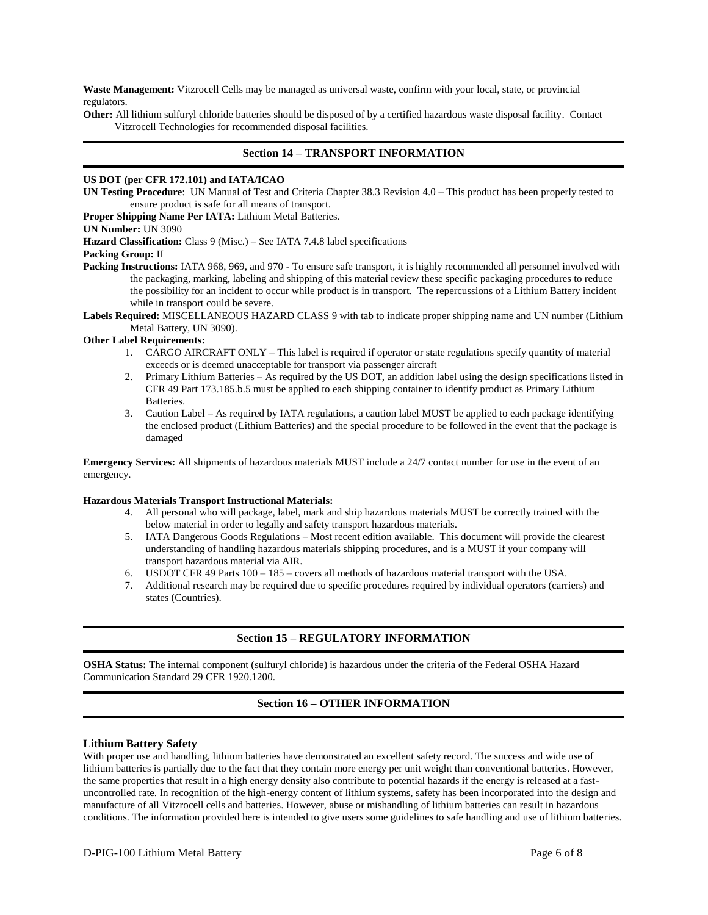**Waste Management:** Vitzrocell Cells may be managed as universal waste, confirm with your local, state, or provincial regulators.

**Other:** All lithium sulfuryl chloride batteries should be disposed of by a certified hazardous waste disposal facility. Contact Vitzrocell Technologies for recommended disposal facilities.

## Section 14 – TRANSPORT INFORMATION

**US DOT (per CFR 172.101) and IATA/ICAO**

**UN Testing Procedure**: UN Manual of Test and Criteria Chapter 38.3 Revision 4.0 – This product has been properly tested to ensure product is safe for all means of transport.

**Proper Shipping Name Per IATA:** Lithium Metal Batteries.

**UN Number:** UN 3090

**Hazard Classification:** Class 9 (Misc.) – See IATA 7.4.8 label specifications

**Packing Group:** II

**Packing Instructions:** IATA 968, 969, and 970 - To ensure safe transport, it is highly recommended all personnel involved with the packaging, marking, labeling and shipping of this material review these specific packaging procedures to reduce the possibility for an incident to occur while product is in transport. The repercussions of a Lithium Battery incident while in transport could be severe.

**Labels Required:** MISCELLANEOUS HAZARD CLASS 9 with tab to indicate proper shipping name and UN number (Lithium Metal Battery, UN 3090).

**Other Label Requirements:**

1. CARGO AIRCRAFT ONLY – This label is required if operator or state regulations specify quantity of material exceeds or is deemed unacceptable for transport via passenger aircraft
2. Primary Lithium Batteries – As required by the US DOT, an addition label using the design specifications listed in CFR 49 Part 173.185.b.5 must be applied to each shipping container to identify product as Primary Lithium Batteries.
3. Caution Label – As required by IATA regulations, a caution label MUST be applied to each package identifying the enclosed product (Lithium Batteries) and the special procedure to be followed in the event that the package is damaged

**Emergency Services:** All shipments of hazardous materials MUST include a 24/7 contact number for use in the event of an emergency.

**Hazardous Materials Transport Instructional Materials:**

4. All personal who will package, label, mark and ship hazardous materials MUST be correctly trained with the below material in order to legally and safety transport hazardous materials.
5. IATA Dangerous Goods Regulations – Most recent edition available. This document will provide the clearest understanding of handling hazardous materials shipping procedures, and is a MUST if your company will transport hazardous material via AIR.
6. USDOT CFR 49 Parts 100 – 185 – covers all methods of hazardous material transport with the USA.
7. Additional research may be required due to specific procedures required by individual operators (carriers) and states (Countries).

## Section 15 – REGULATORY INFORMATION

**OSHA Status:** The internal component (sulfuryl chloride) is hazardous under the criteria of the Federal OSHA Hazard Communication Standard 29 CFR 1920.1200.

## Section 16 – OTHER INFORMATION

### Lithium Battery Safety

With proper use and handling, lithium batteries have demonstrated an excellent safety record. The success and wide use of lithium batteries is partially due to the fact that they contain more energy per unit weight than conventional batteries. However, the same properties that result in a high energy density also contribute to potential hazards if the energy is released at a fast-uncontrolled rate. In recognition of the high-energy content of lithium systems, safety has been incorporated into the design and manufacture of all Vitzrocell cells and batteries. However, abuse or mishandling of lithium batteries can result in hazardous conditions. The information provided here is intended to give users some guidelines to safe handling and use of lithium batteries.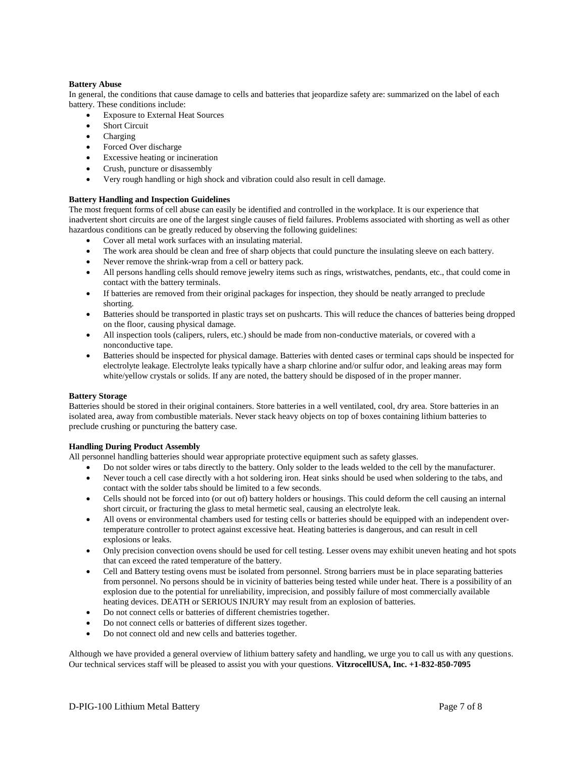**Battery Abuse**

In general, the conditions that cause damage to cells and batteries that jeopardize safety are: summarized on the label of each battery. These conditions include:

- Exposure to External Heat Sources
- Short Circuit
- Charging
- Forced Over discharge
- Excessive heating or incineration
- Crush, puncture or disassembly
- Very rough handling or high shock and vibration could also result in cell damage.

**Battery Handling and Inspection Guidelines**

The most frequent forms of cell abuse can easily be identified and controlled in the workplace. It is our experience that inadvertent short circuits are one of the largest single causes of field failures. Problems associated with shorting as well as other hazardous conditions can be greatly reduced by observing the following guidelines:

- Cover all metal work surfaces with an insulating material.
- The work area should be clean and free of sharp objects that could puncture the insulating sleeve on each battery.
- Never remove the shrink-wrap from a cell or battery pack.
- All persons handling cells should remove jewelry items such as rings, wristwatches, pendants, etc., that could come in contact with the battery terminals.
- If batteries are removed from their original packages for inspection, they should be neatly arranged to preclude shorting.
- Batteries should be transported in plastic trays set on pushcarts. This will reduce the chances of batteries being dropped on the floor, causing physical damage.
- All inspection tools (calipers, rulers, etc.) should be made from non-conductive materials, or covered with a nonconductive tape.
- Batteries should be inspected for physical damage. Batteries with dented cases or terminal caps should be inspected for electrolyte leakage. Electrolyte leaks typically have a sharp chlorine and/or sulfur odor, and leaking areas may form white/yellow crystals or solids. If any are noted, the battery should be disposed of in the proper manner.

**Battery Storage**

Batteries should be stored in their original containers. Store batteries in a well ventilated, cool, dry area. Store batteries in an isolated area, away from combustible materials. Never stack heavy objects on top of boxes containing lithium batteries to preclude crushing or puncturing the battery case.

**Handling During Product Assembly**

All personnel handling batteries should wear appropriate protective equipment such as safety glasses.

- Do not solder wires or tabs directly to the battery. Only solder to the leads welded to the cell by the manufacturer.
- Never touch a cell case directly with a hot soldering iron. Heat sinks should be used when soldering to the tabs, and contact with the solder tabs should be limited to a few seconds.
- Cells should not be forced into (or out of) battery holders or housings. This could deform the cell causing an internal short circuit, or fracturing the glass to metal hermetic seal, causing an electrolyte leak.
- All ovens or environmental chambers used for testing cells or batteries should be equipped with an independent over-temperature controller to protect against excessive heat. Heating batteries is dangerous, and can result in cell explosions or leaks.
- Only precision convection ovens should be used for cell testing. Lesser ovens may exhibit uneven heating and hot spots that can exceed the rated temperature of the battery.
- Cell and Battery testing ovens must be isolated from personnel. Strong barriers must be in place separating batteries from personnel. No persons should be in vicinity of batteries being tested while under heat. There is a possibility of an explosion due to the potential for unreliability, imprecision, and possibly failure of most commercially available heating devices. DEATH or SERIOUS INJURY may result from an explosion of batteries.
- Do not connect cells or batteries of different chemistries together.
- Do not connect cells or batteries of different sizes together.
- Do not connect old and new cells and batteries together.

Although we have provided a general overview of lithium battery safety and handling, we urge you to call us with any questions. Our technical services staff will be pleased to assist you with your questions. **VitzrocellUSA, Inc. +1-832-850-7095**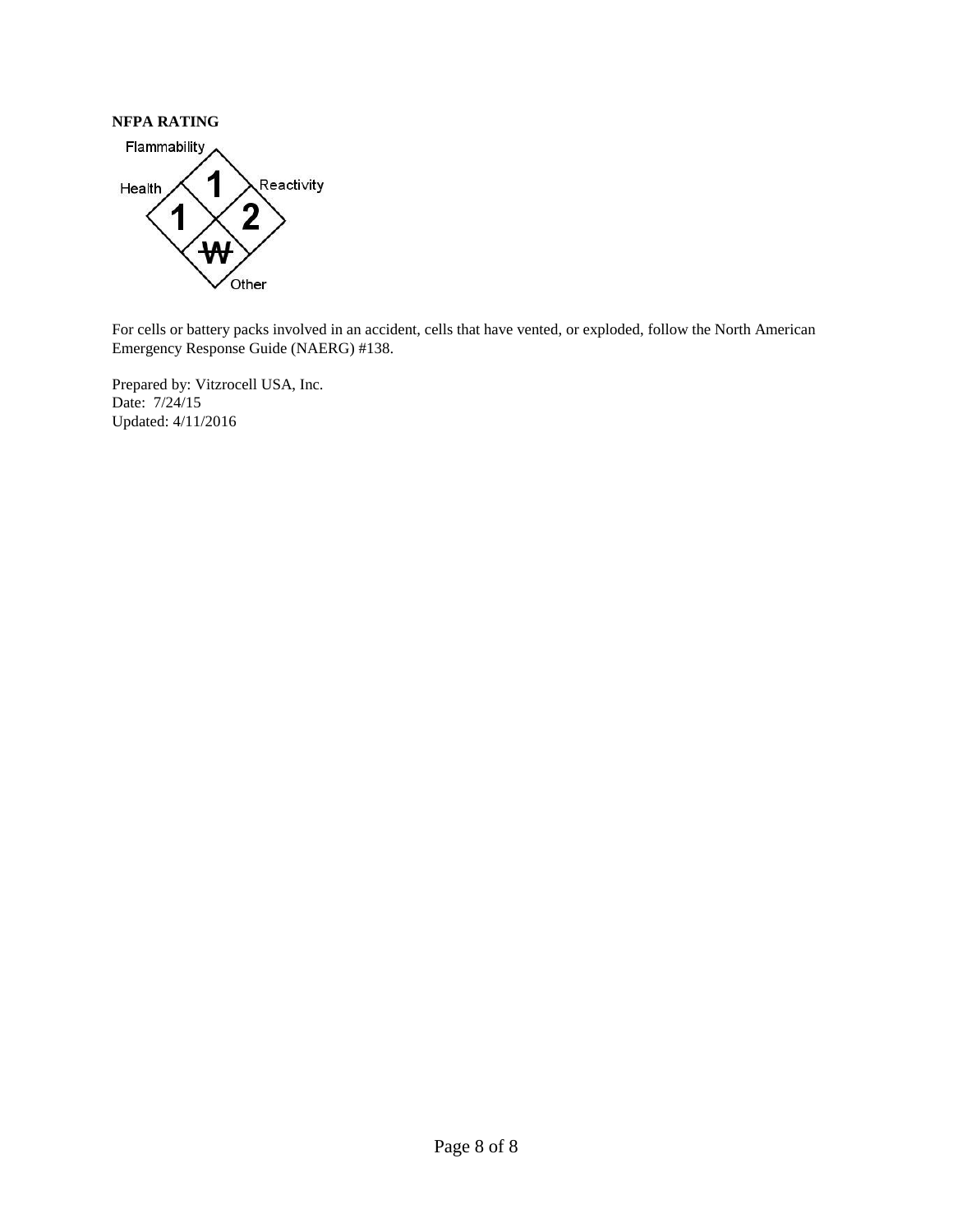**NFPA RATING**

Flammability

1

Health

1

Reactivity

2

W̶

Other

For cells or battery packs involved in an accident, cells that have vented, or exploded, follow the North American Emergency Response Guide (NAERG) #138.

Prepared by: Vitzrocell USA, Inc.
Date: 7/24/15
Updated: 4/11/2016